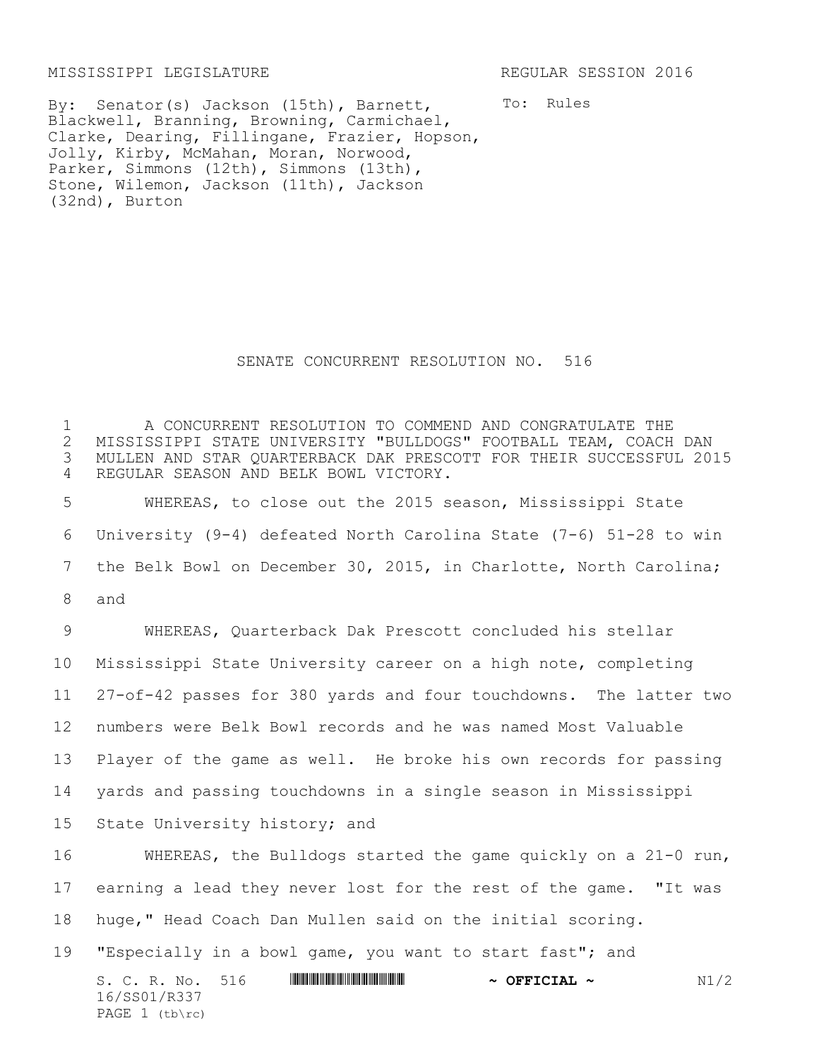MISSISSIPPI LEGISLATURE REGULAR SESSION 2016

By: Senator(s) Jackson (15th), Barnett, Blackwell, Branning, Browning, Carmichael, Clarke, Dearing, Fillingane, Frazier, Hopson, Jolly, Kirby, McMahan, Moran, Norwood, Parker, Simmons (12th), Simmons (13th), Stone, Wilemon, Jackson (11th), Jackson (32nd), Burton

To: Rules

# SENATE CONCURRENT RESOLUTION NO. 516

A CONCURRENT RESOLUTION TO COMMEND AND CONGRATULATE THE MISSISSIPPI STATE UNIVERSITY "BULLDOGS" FOOTBALL TEAM, COACH DAN MULLEN AND STAR QUARTERBACK DAK PRESCOTT FOR THEIR SUCCESSFUL 2015 REGULAR SEASON AND BELK BOWL VICTORY.

WHEREAS, to close out the 2015 season, Mississippi State University (9-4) defeated North Carolina State (7-6) 51-28 to win the Belk Bowl on December 30, 2015, in Charlotte, North Carolina; and

WHEREAS, Quarterback Dak Prescott concluded his stellar Mississippi State University career on a high note, completing 27-of-42 passes for 380 yards and four touchdowns. The latter two numbers were Belk Bowl records and he was named Most Valuable Player of the game as well. He broke his own records for passing yards and passing touchdowns in a single season in Mississippi State University history; and

WHEREAS, the Bulldogs started the game quickly on a 21-0 run, earning a lead they never lost for the rest of the game. "It was huge," Head Coach Dan Mullen said on the initial scoring. "Especially in a bowl game, you want to start fast"; and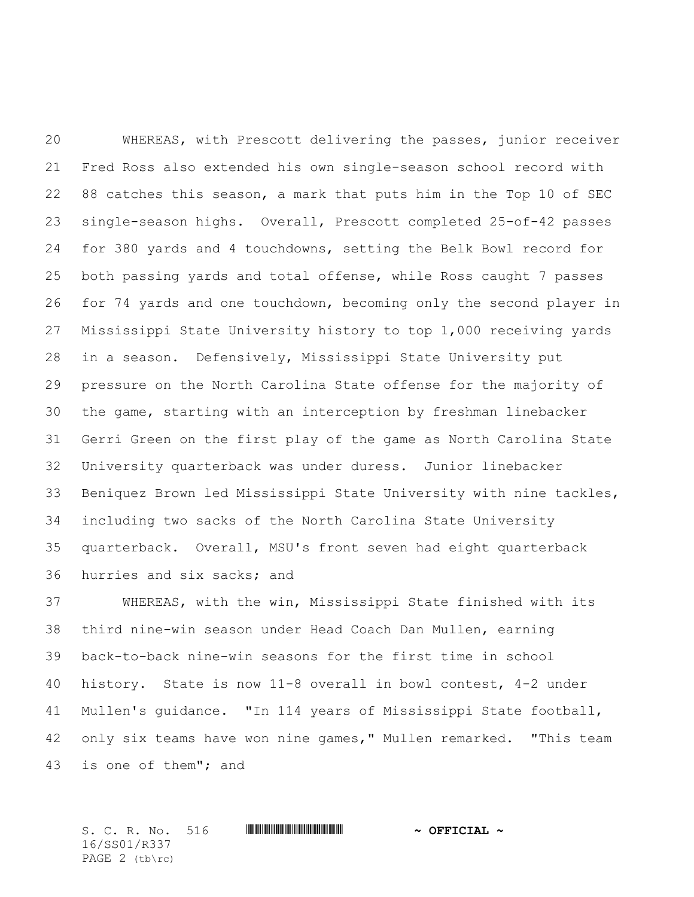WHEREAS, with Prescott delivering the passes, junior receiver Fred Ross also extended his own single-season school record with 88 catches this season, a mark that puts him in the Top 10 of SEC single-season highs. Overall, Prescott completed 25-of-42 passes for 380 yards and 4 touchdowns, setting the Belk Bowl record for both passing yards and total offense, while Ross caught 7 passes for 74 yards and one touchdown, becoming only the second player in Mississippi State University history to top 1,000 receiving yards in a season. Defensively, Mississippi State University put pressure on the North Carolina State offense for the majority of the game, starting with an interception by freshman linebacker Gerri Green on the first play of the game as North Carolina State University quarterback was under duress. Junior linebacker Beniquez Brown led Mississippi State University with nine tackles, including two sacks of the North Carolina State University quarterback. Overall, MSU's front seven had eight quarterback hurries and six sacks; and

WHEREAS, with the win, Mississippi State finished with its third nine-win season under Head Coach Dan Mullen, earning back-to-back nine-win seasons for the first time in school history. State is now 11-8 overall in bowl contest, 4-2 under Mullen's guidance. "In 114 years of Mississippi State football, only six teams have won nine games," Mullen remarked. "This team is one of them"; and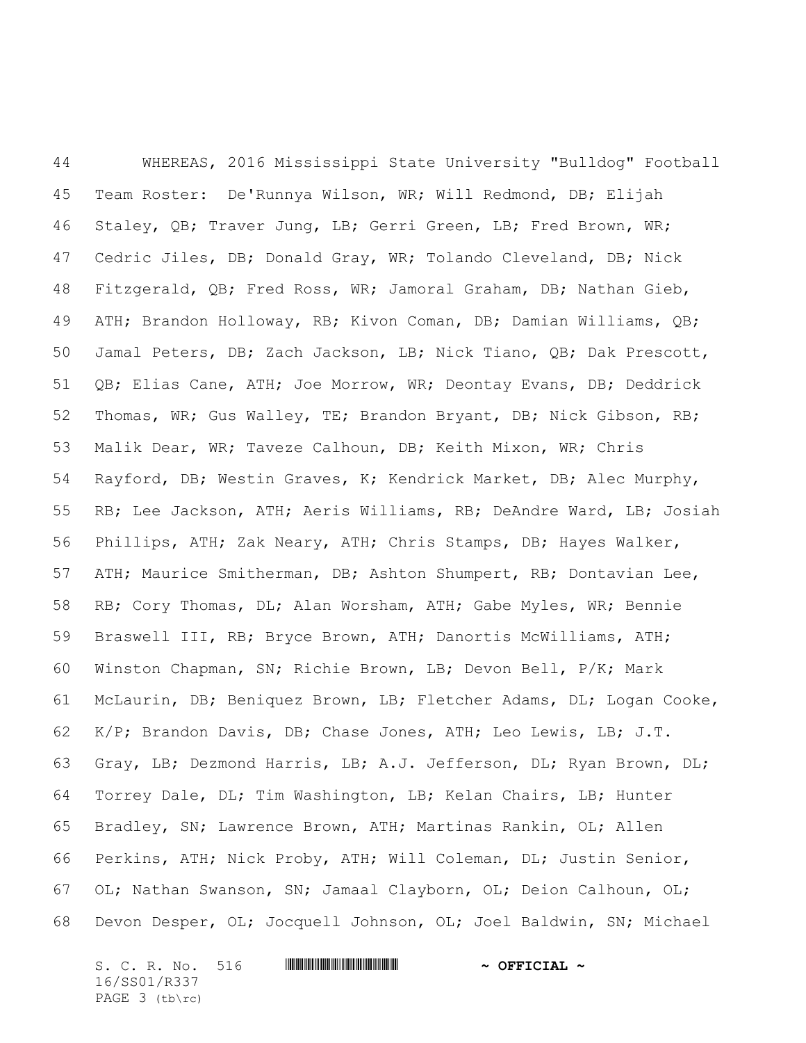WHEREAS, 2016 Mississippi State University "Bulldog" Football Team Roster: De'Runnya Wilson, WR; Will Redmond, DB; Elijah Staley, QB; Traver Jung, LB; Gerri Green, LB; Fred Brown, WR; Cedric Jiles, DB; Donald Gray, WR; Tolando Cleveland, DB; Nick Fitzgerald, QB; Fred Ross, WR; Jamoral Graham, DB; Nathan Gieb, ATH; Brandon Holloway, RB; Kivon Coman, DB; Damian Williams, QB; Jamal Peters, DB; Zach Jackson, LB; Nick Tiano, QB; Dak Prescott, QB; Elias Cane, ATH; Joe Morrow, WR; Deontay Evans, DB; Deddrick Thomas, WR; Gus Walley, TE; Brandon Bryant, DB; Nick Gibson, RB; Malik Dear, WR; Taveze Calhoun, DB; Keith Mixon, WR; Chris Rayford, DB; Westin Graves, K; Kendrick Market, DB; Alec Murphy, RB; Lee Jackson, ATH; Aeris Williams, RB; DeAndre Ward, LB; Josiah Phillips, ATH; Zak Neary, ATH; Chris Stamps, DB; Hayes Walker, ATH; Maurice Smitherman, DB; Ashton Shumpert, RB; Dontavian Lee, RB; Cory Thomas, DL; Alan Worsham, ATH; Gabe Myles, WR; Bennie Braswell III, RB; Bryce Brown, ATH; Danortis McWilliams, ATH; Winston Chapman, SN; Richie Brown, LB; Devon Bell, P/K; Mark McLaurin, DB; Beniquez Brown, LB; Fletcher Adams, DL; Logan Cooke, K/P; Brandon Davis, DB; Chase Jones, ATH; Leo Lewis, LB; J.T. Gray, LB; Dezmond Harris, LB; A.J. Jefferson, DL; Ryan Brown, DL; Torrey Dale, DL; Tim Washington, LB; Kelan Chairs, LB; Hunter Bradley, SN; Lawrence Brown, ATH; Martinas Rankin, OL; Allen Perkins, ATH; Nick Proby, ATH; Will Coleman, DL; Justin Senior, OL; Nathan Swanson, SN; Jamaal Clayborn, OL; Deion Calhoun, OL; Devon Desper, OL; Jocquell Johnson, OL; Joel Baldwin, SN; Michael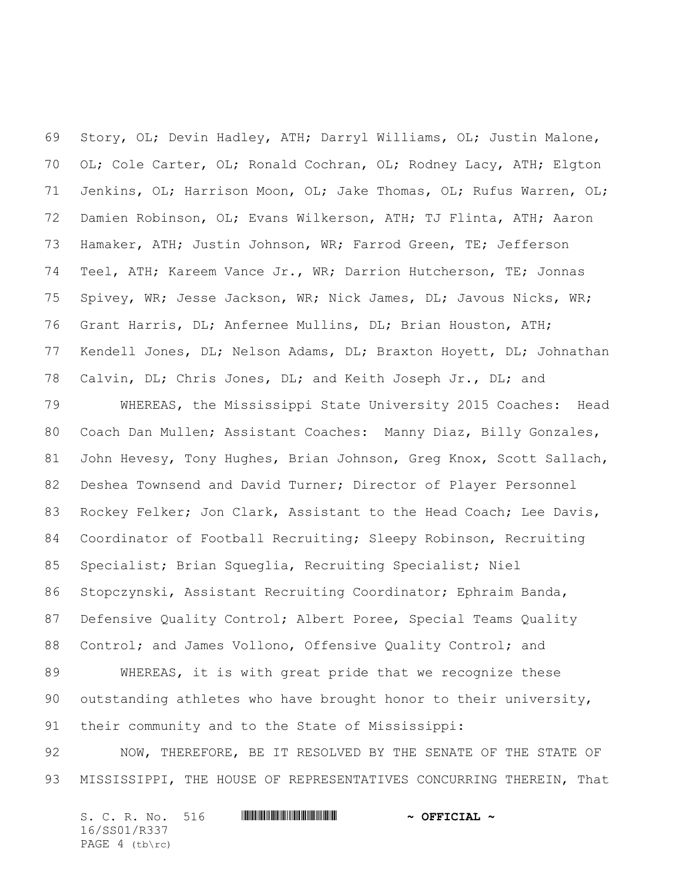Story, OL; Devin Hadley, ATH; Darryl Williams, OL; Justin Malone, OL; Cole Carter, OL; Ronald Cochran, OL; Rodney Lacy, ATH; Elgton Jenkins, OL; Harrison Moon, OL; Jake Thomas, OL; Rufus Warren, OL; Damien Robinson, OL; Evans Wilkerson, ATH; TJ Flinta, ATH; Aaron Hamaker, ATH; Justin Johnson, WR; Farrod Green, TE; Jefferson Teel, ATH; Kareem Vance Jr., WR; Darrion Hutcherson, TE; Jonnas Spivey, WR; Jesse Jackson, WR; Nick James, DL; Javous Nicks, WR; Grant Harris, DL; Anfernee Mullins, DL; Brian Houston, ATH; Kendell Jones, DL; Nelson Adams, DL; Braxton Hoyett, DL; Johnathan Calvin, DL; Chris Jones, DL; and Keith Joseph Jr., DL; and

WHEREAS, the Mississippi State University 2015 Coaches: Head Coach Dan Mullen; Assistant Coaches: Manny Diaz, Billy Gonzales, John Hevesy, Tony Hughes, Brian Johnson, Greg Knox, Scott Sallach, Deshea Townsend and David Turner; Director of Player Personnel Rockey Felker; Jon Clark, Assistant to the Head Coach; Lee Davis, Coordinator of Football Recruiting; Sleepy Robinson, Recruiting Specialist; Brian Squeglia, Recruiting Specialist; Niel Stopczynski, Assistant Recruiting Coordinator; Ephraim Banda, Defensive Quality Control; Albert Poree, Special Teams Quality Control; and James Vollono, Offensive Quality Control; and

WHEREAS, it is with great pride that we recognize these outstanding athletes who have brought honor to their university, their community and to the State of Mississippi:

NOW, THEREFORE, BE IT RESOLVED BY THE SENATE OF THE STATE OF MISSISSIPPI, THE HOUSE OF REPRESENTATIVES CONCURRING THEREIN, That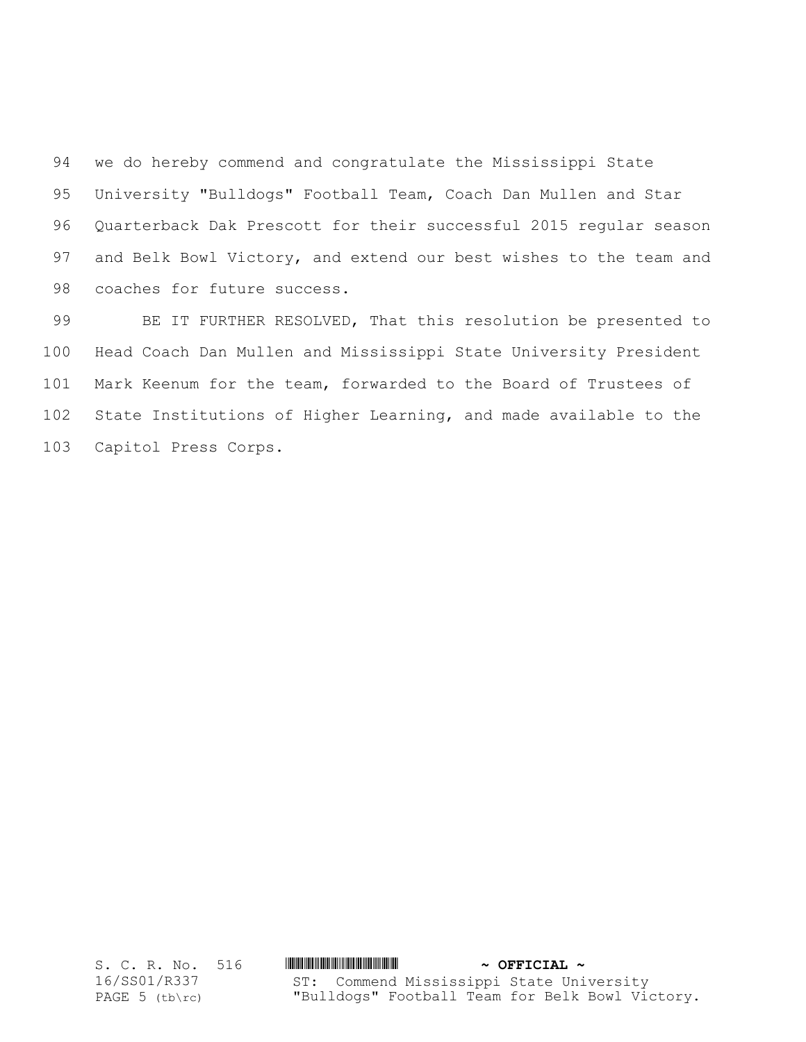we do hereby commend and congratulate the Mississippi State University "Bulldogs" Football Team, Coach Dan Mullen and Star Quarterback Dak Prescott for their successful 2015 regular season and Belk Bowl Victory, and extend our best wishes to the team and coaches for future success.

BE IT FURTHER RESOLVED, That this resolution be presented to Head Coach Dan Mullen and Mississippi State University President Mark Keenum for the team, forwarded to the Board of Trustees of State Institutions of Higher Learning, and made available to the Capitol Press Corps.